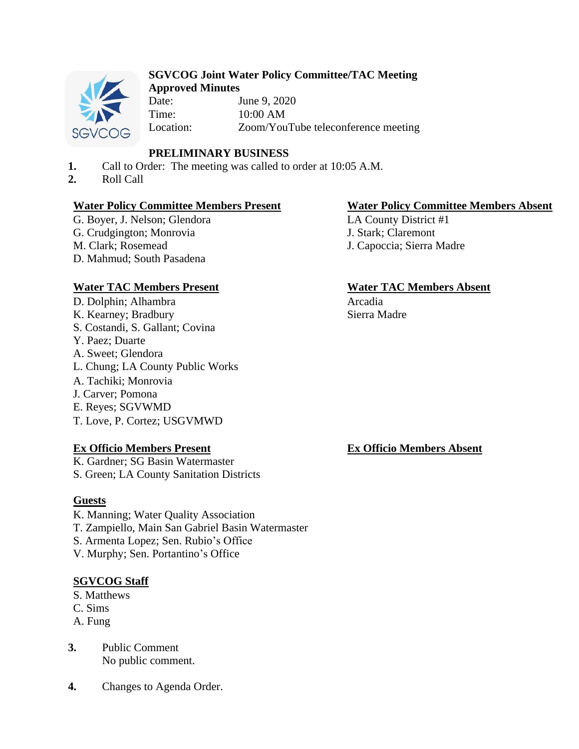# SGVCOG Joint Water Policy Committee/TAC Meeting

**Approved Minutes**

Date: June 9, 2020
Time: 10:00 AM
Location: Zoom/YouTube teleconference meeting

## PRELIMINARY BUSINESS

1. Call to Order: The meeting was called to order at 10:05 A.M.
2. Roll Call

**Water Policy Committee Members Present**

G. Boyer, J. Nelson; Glendora
G. Crudgington; Monrovia
M. Clark; Rosemead
D. Mahmud; South Pasadena

**Water Policy Committee Members Absent**

LA County District #1
J. Stark; Claremont
J. Capoccia; Sierra Madre

**Water TAC Members Present**

D. Dolphin; Alhambra
K. Kearney; Bradbury
S. Costandi, S. Gallant; Covina
Y. Paez; Duarte
A. Sweet; Glendora
L. Chung; LA County Public Works
A. Tachiki; Monrovia
J. Carver; Pomona
E. Reyes; SGVWMD
T. Love, P. Cortez; USGVMWD

**Water TAC Members Absent**

Arcadia
Sierra Madre

**Ex Officio Members Present**

K. Gardner; SG Basin Watermaster
S. Green; LA County Sanitation Districts

**Ex Officio Members Absent**

**Guests**

K. Manning; Water Quality Association
T. Zampiello, Main San Gabriel Basin Watermaster
S. Armenta Lopez; Sen. Rubio's Office
V. Murphy; Sen. Portantino's Office

**SGVCOG Staff**

S. Matthews
C. Sims
A. Fung

3. Public Comment
   No public comment.

4. Changes to Agenda Order.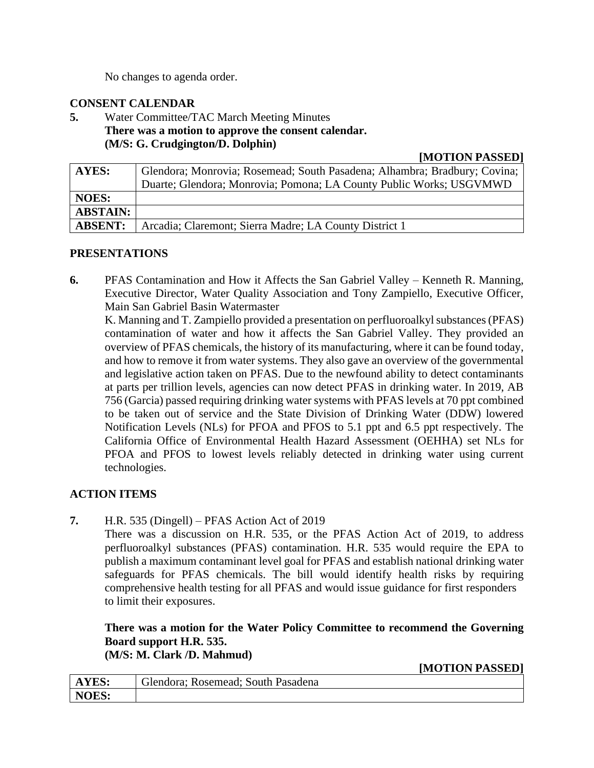No changes to agenda order.

**CONSENT CALENDAR**

**5.** Water Committee/TAC March Meeting Minutes
**There was a motion to approve the consent calendar.**
**(M/S: G. Crudgington/D. Dolphin)**

**[MOTION PASSED]**

| | |
|---|---|
| **AYES:** | Glendora; Monrovia; Rosemead; South Pasadena; Alhambra; Bradbury; Covina; Duarte; Glendora; Monrovia; Pomona; LA County Public Works; USGVMWD |
| **NOES:** | |
| **ABSTAIN:** | |
| **ABSENT:** | Arcadia; Claremont; Sierra Madre; LA County District 1 |

**PRESENTATIONS**

**6.** PFAS Contamination and How it Affects the San Gabriel Valley – Kenneth R. Manning, Executive Director, Water Quality Association and Tony Zampiello, Executive Officer, Main San Gabriel Basin Watermaster
K. Manning and T. Zampiello provided a presentation on perfluoroalkyl substances (PFAS) contamination of water and how it affects the San Gabriel Valley. They provided an overview of PFAS chemicals, the history of its manufacturing, where it can be found today, and how to remove it from water systems. They also gave an overview of the governmental and legislative action taken on PFAS. Due to the newfound ability to detect contaminants at parts per trillion levels, agencies can now detect PFAS in drinking water. In 2019, AB 756 (Garcia) passed requiring drinking water systems with PFAS levels at 70 ppt combined to be taken out of service and the State Division of Drinking Water (DDW) lowered Notification Levels (NLs) for PFOA and PFOS to 5.1 ppt and 6.5 ppt respectively. The California Office of Environmental Health Hazard Assessment (OEHHA) set NLs for PFOA and PFOS to lowest levels reliably detected in drinking water using current technologies.

**ACTION ITEMS**

**7.** H.R. 535 (Dingell) – PFAS Action Act of 2019
There was a discussion on H.R. 535, or the PFAS Action Act of 2019, to address perfluoroalkyl substances (PFAS) contamination. H.R. 535 would require the EPA to publish a maximum contaminant level goal for PFAS and establish national drinking water safeguards for PFAS chemicals. The bill would identify health risks by requiring comprehensive health testing for all PFAS and would issue guidance for first responders to limit their exposures.

**There was a motion for the Water Policy Committee to recommend the Governing Board support H.R. 535.**
**(M/S: M. Clark /D. Mahmud)**

**[MOTION PASSED]**

| | |
|---|---|
| **AYES:** | Glendora; Rosemead; South Pasadena |
| **NOES:** | |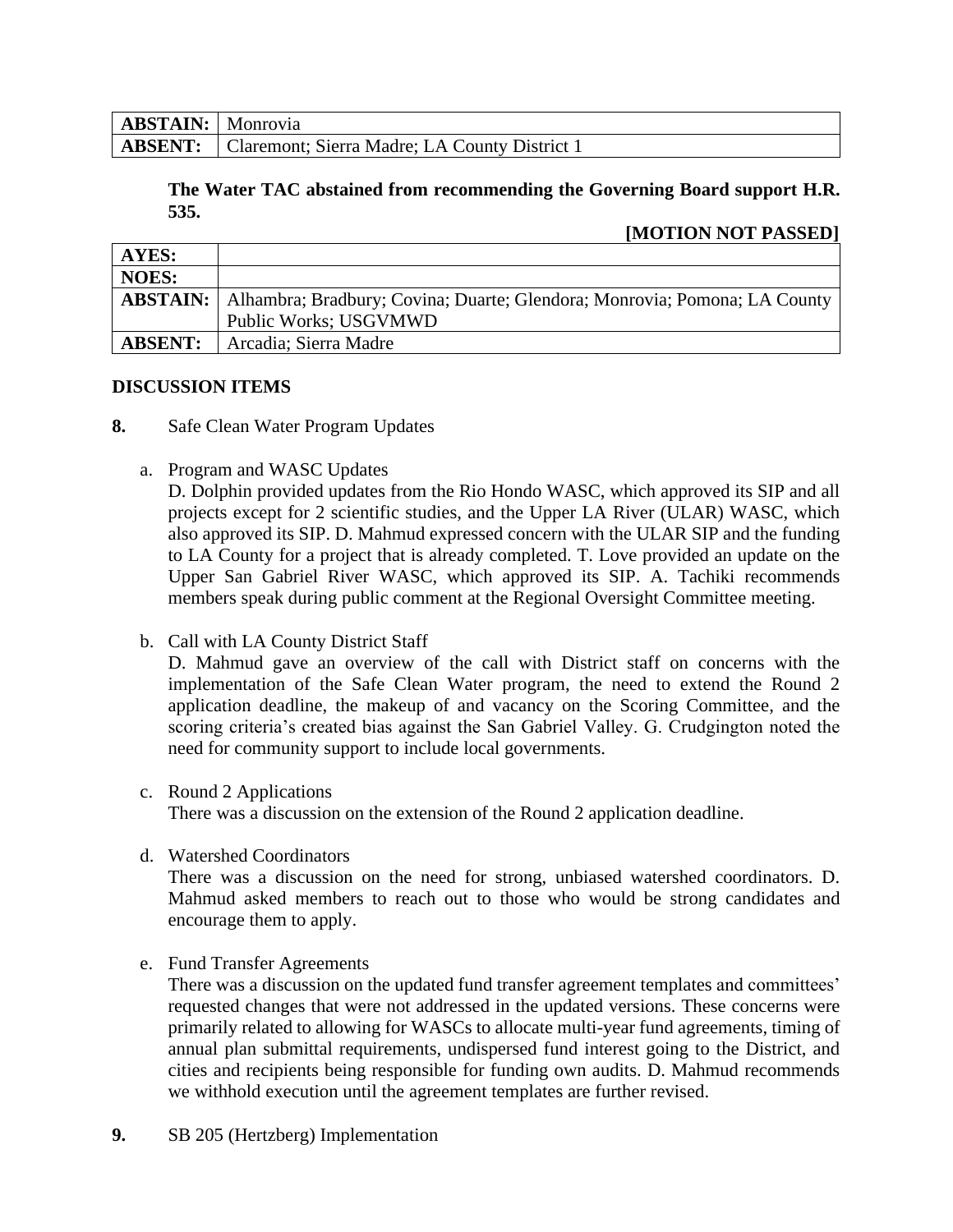| | |
|---|---|
| **ABSTAIN:** | Monrovia |
| **ABSENT:** | Claremont; Sierra Madre; LA County District 1 |

**The Water TAC abstained from recommending the Governing Board support H.R. 535.**

**[MOTION NOT PASSED]**

| | |
|---|---|
| **AYES:** | |
| **NOES:** | |
| **ABSTAIN:** | Alhambra; Bradbury; Covina; Duarte; Glendora; Monrovia; Pomona; LA County Public Works; USGVMWD |
| **ABSENT:** | Arcadia; Sierra Madre |

**DISCUSSION ITEMS**

**8.** Safe Clean Water Program Updates

a. Program and WASC Updates
D. Dolphin provided updates from the Rio Hondo WASC, which approved its SIP and all projects except for 2 scientific studies, and the Upper LA River (ULAR) WASC, which also approved its SIP. D. Mahmud expressed concern with the ULAR SIP and the funding to LA County for a project that is already completed. T. Love provided an update on the Upper San Gabriel River WASC, which approved its SIP. A. Tachiki recommends members speak during public comment at the Regional Oversight Committee meeting.

b. Call with LA County District Staff
D. Mahmud gave an overview of the call with District staff on concerns with the implementation of the Safe Clean Water program, the need to extend the Round 2 application deadline, the makeup of and vacancy on the Scoring Committee, and the scoring criteria's created bias against the San Gabriel Valley. G. Crudgington noted the need for community support to include local governments.

c. Round 2 Applications
There was a discussion on the extension of the Round 2 application deadline.

d. Watershed Coordinators
There was a discussion on the need for strong, unbiased watershed coordinators. D. Mahmud asked members to reach out to those who would be strong candidates and encourage them to apply.

e. Fund Transfer Agreements
There was a discussion on the updated fund transfer agreement templates and committees' requested changes that were not addressed in the updated versions. These concerns were primarily related to allowing for WASCs to allocate multi-year fund agreements, timing of annual plan submittal requirements, undispersed fund interest going to the District, and cities and recipients being responsible for funding own audits. D. Mahmud recommends we withhold execution until the agreement templates are further revised.

**9.** SB 205 (Hertzberg) Implementation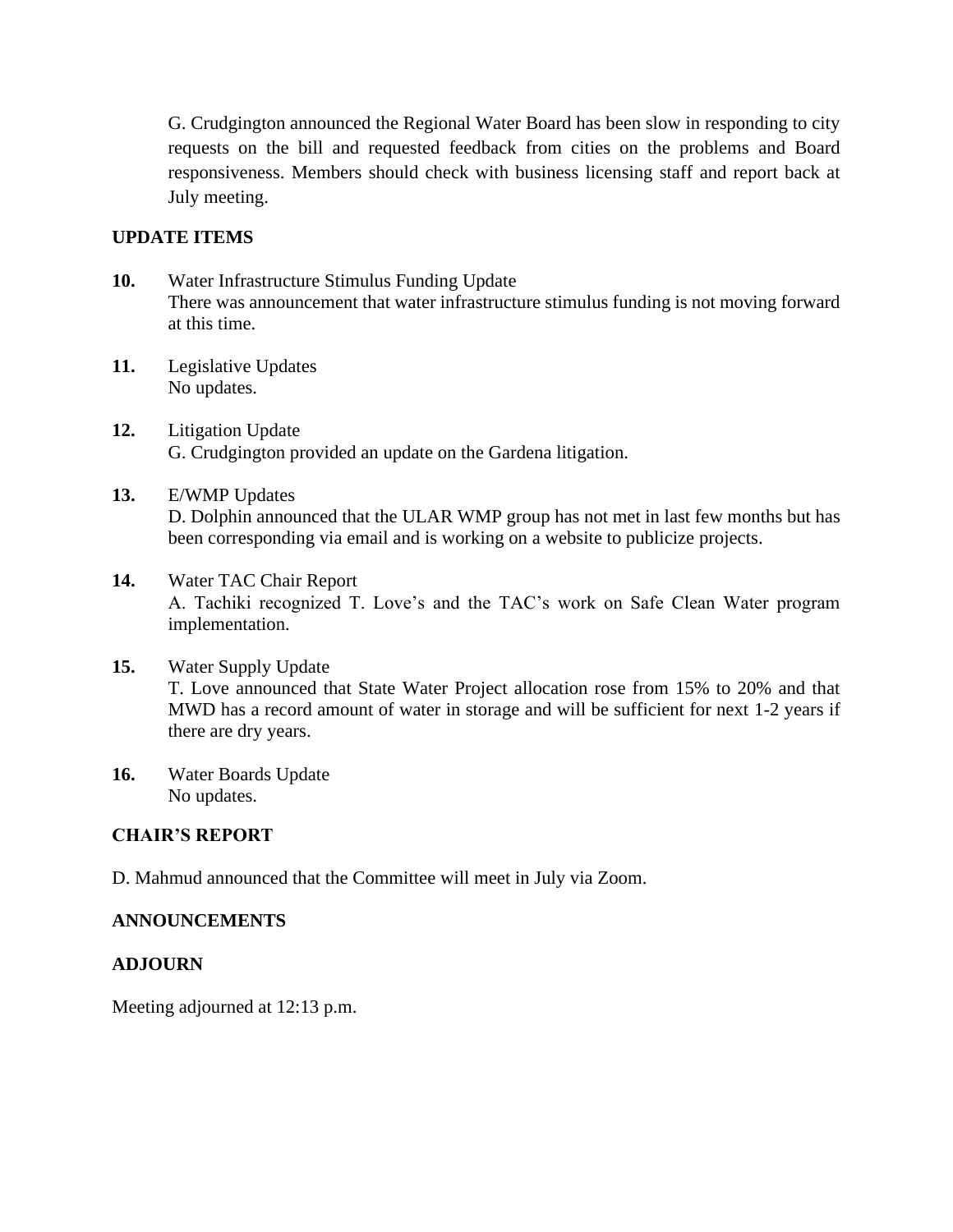G. Crudgington announced the Regional Water Board has been slow in responding to city requests on the bill and requested feedback from cities on the problems and Board responsiveness. Members should check with business licensing staff and report back at July meeting.

## UPDATE ITEMS

**10.** Water Infrastructure Stimulus Funding Update
There was announcement that water infrastructure stimulus funding is not moving forward at this time.

**11.** Legislative Updates
No updates.

**12.** Litigation Update
G. Crudgington provided an update on the Gardena litigation.

**13.** E/WMP Updates
D. Dolphin announced that the ULAR WMP group has not met in last few months but has been corresponding via email and is working on a website to publicize projects.

**14.** Water TAC Chair Report
A. Tachiki recognized T. Love's and the TAC's work on Safe Clean Water program implementation.

**15.** Water Supply Update
T. Love announced that State Water Project allocation rose from 15% to 20% and that MWD has a record amount of water in storage and will be sufficient for next 1-2 years if there are dry years.

**16.** Water Boards Update
No updates.

## CHAIR'S REPORT

D. Mahmud announced that the Committee will meet in July via Zoom.

## ANNOUNCEMENTS

## ADJOURN

Meeting adjourned at 12:13 p.m.